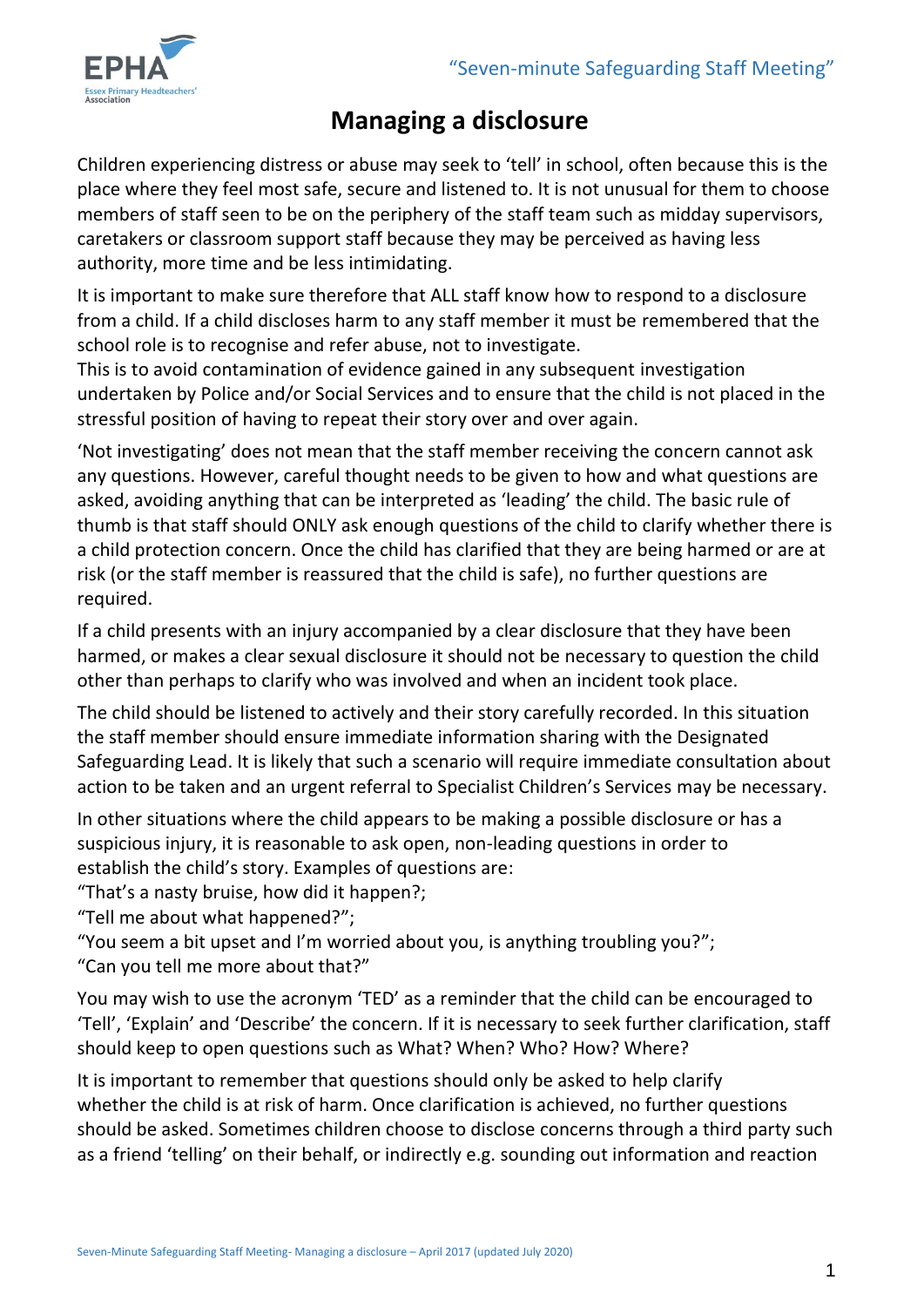# Managing a disclosure

Children experiencing distress or abuse may seek to 'tell' in school, often because this is the place where they feel most safe, secure and listened to. It is not unusual for them to choose members of staff seen to be on the periphery of the staff team such as midday supervisors, caretakers or classroom support staff because they may be perceived as having less authority, more time and be less intimidating.

It is important to make sure therefore that ALL staff know how to respond to a disclosure from a child. If a child discloses harm to any staff member it must be remembered that the school role is to recognise and refer abuse, not to investigate.
This is to avoid contamination of evidence gained in any subsequent investigation undertaken by Police and/or Social Services and to ensure that the child is not placed in the stressful position of having to repeat their story over and over again.

'Not investigating' does not mean that the staff member receiving the concern cannot ask any questions. However, careful thought needs to be given to how and what questions are asked, avoiding anything that can be interpreted as 'leading' the child. The basic rule of thumb is that staff should ONLY ask enough questions of the child to clarify whether there is a child protection concern. Once the child has clarified that they are being harmed or are at risk (or the staff member is reassured that the child is safe), no further questions are required.

If a child presents with an injury accompanied by a clear disclosure that they have been harmed, or makes a clear sexual disclosure it should not be necessary to question the child other than perhaps to clarify who was involved and when an incident took place.

The child should be listened to actively and their story carefully recorded. In this situation the staff member should ensure immediate information sharing with the Designated Safeguarding Lead. It is likely that such a scenario will require immediate consultation about action to be taken and an urgent referral to Specialist Children's Services may be necessary.

In other situations where the child appears to be making a possible disclosure or has a suspicious injury, it is reasonable to ask open, non-leading questions in order to establish the child's story. Examples of questions are:
"That's a nasty bruise, how did it happen?;
"Tell me about what happened?";
"You seem a bit upset and I'm worried about you, is anything troubling you?";
"Can you tell me more about that?"

You may wish to use the acronym 'TED' as a reminder that the child can be encouraged to 'Tell', 'Explain' and 'Describe' the concern. If it is necessary to seek further clarification, staff should keep to open questions such as What? When? Who? How? Where?

It is important to remember that questions should only be asked to help clarify whether the child is at risk of harm. Once clarification is achieved, no further questions should be asked. Sometimes children choose to disclose concerns through a third party such as a friend 'telling' on their behalf, or indirectly e.g. sounding out information and reaction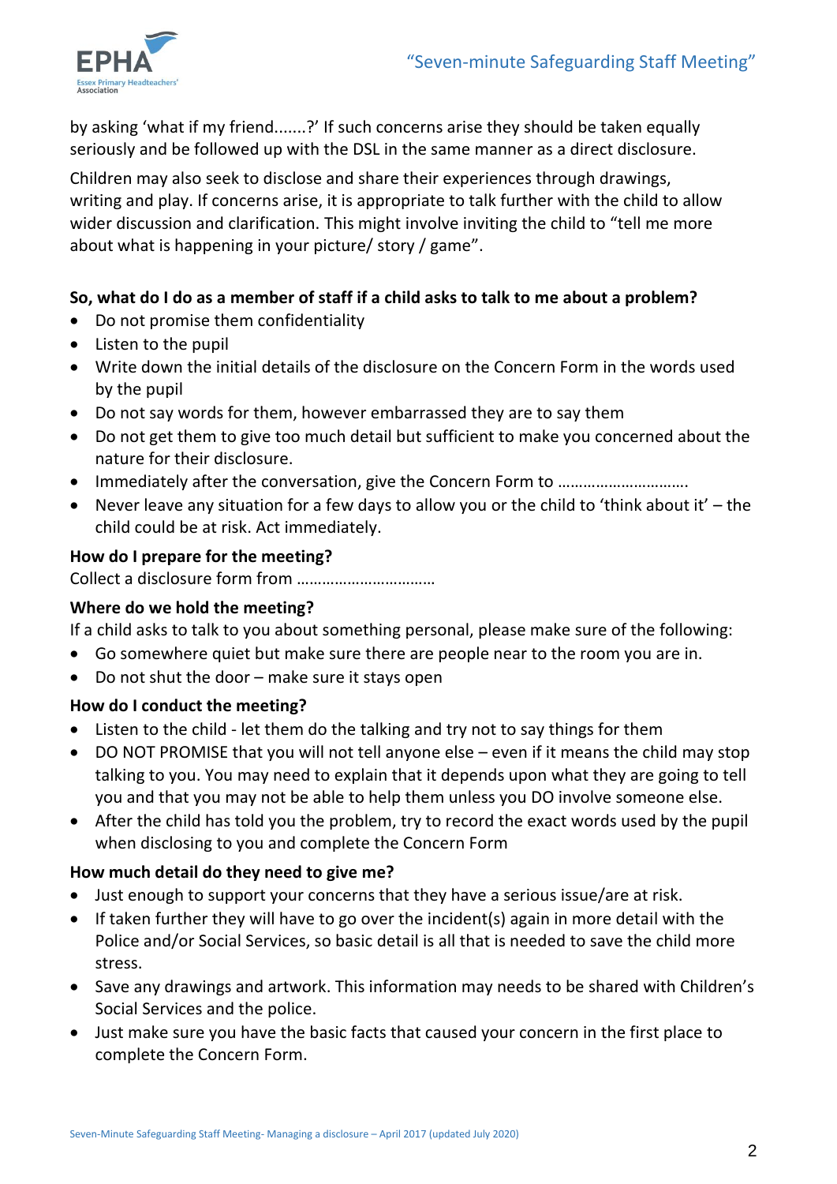by asking 'what if my friend.......?' If such concerns arise they should be taken equally seriously and be followed up with the DSL in the same manner as a direct disclosure.

Children may also seek to disclose and share their experiences through drawings, writing and play. If concerns arise, it is appropriate to talk further with the child to allow wider discussion and clarification. This might involve inviting the child to "tell me more about what is happening in your picture/ story / game".

**So, what do I do as a member of staff if a child asks to talk to me about a problem?**

- Do not promise them confidentiality
- Listen to the pupil
- Write down the initial details of the disclosure on the Concern Form in the words used by the pupil
- Do not say words for them, however embarrassed they are to say them
- Do not get them to give too much detail but sufficient to make you concerned about the nature for their disclosure.
- Immediately after the conversation, give the Concern Form to ……………………………
- Never leave any situation for a few days to allow you or the child to 'think about it' – the child could be at risk. Act immediately.

**How do I prepare for the meeting?**

Collect a disclosure form from ……………………………

**Where do we hold the meeting?**

If a child asks to talk to you about something personal, please make sure of the following:

- Go somewhere quiet but make sure there are people near to the room you are in.
- Do not shut the door – make sure it stays open

**How do I conduct the meeting?**

- Listen to the child - let them do the talking and try not to say things for them
- DO NOT PROMISE that you will not tell anyone else – even if it means the child may stop talking to you. You may need to explain that it depends upon what they are going to tell you and that you may not be able to help them unless you DO involve someone else.
- After the child has told you the problem, try to record the exact words used by the pupil when disclosing to you and complete the Concern Form

**How much detail do they need to give me?**

- Just enough to support your concerns that they have a serious issue/are at risk.
- If taken further they will have to go over the incident(s) again in more detail with the Police and/or Social Services, so basic detail is all that is needed to save the child more stress.
- Save any drawings and artwork. This information may needs to be shared with Children's Social Services and the police.
- Just make sure you have the basic facts that caused your concern in the first place to complete the Concern Form.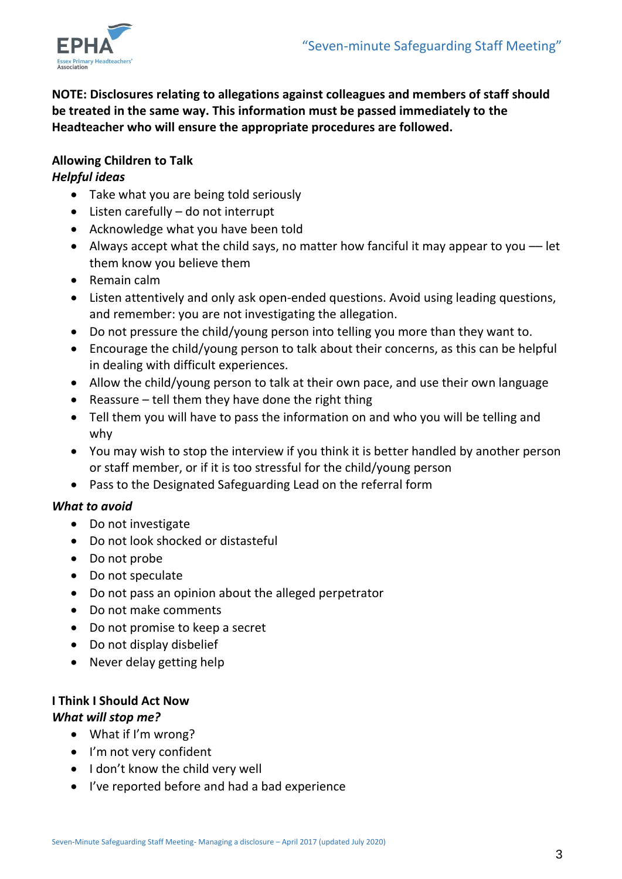**NOTE: Disclosures relating to allegations against colleagues and members of staff should be treated in the same way. This information must be passed immediately to the Headteacher who will ensure the appropriate procedures are followed.**

**Allowing Children to Talk**

***Helpful ideas***

- Take what you are being told seriously
- Listen carefully – do not interrupt
- Acknowledge what you have been told
- Always accept what the child says, no matter how fanciful it may appear to you — let them know you believe them
- Remain calm
- Listen attentively and only ask open-ended questions. Avoid using leading questions, and remember: you are not investigating the allegation.
- Do not pressure the child/young person into telling you more than they want to.
- Encourage the child/young person to talk about their concerns, as this can be helpful in dealing with difficult experiences.
- Allow the child/young person to talk at their own pace, and use their own language
- Reassure – tell them they have done the right thing
- Tell them you will have to pass the information on and who you will be telling and why
- You may wish to stop the interview if you think it is better handled by another person or staff member, or if it is too stressful for the child/young person
- Pass to the Designated Safeguarding Lead on the referral form

***What to avoid***

- Do not investigate
- Do not look shocked or distasteful
- Do not probe
- Do not speculate
- Do not pass an opinion about the alleged perpetrator
- Do not make comments
- Do not promise to keep a secret
- Do not display disbelief
- Never delay getting help

**I Think I Should Act Now**

***What will stop me?***

- What if I'm wrong?
- I'm not very confident
- I don't know the child very well
- I've reported before and had a bad experience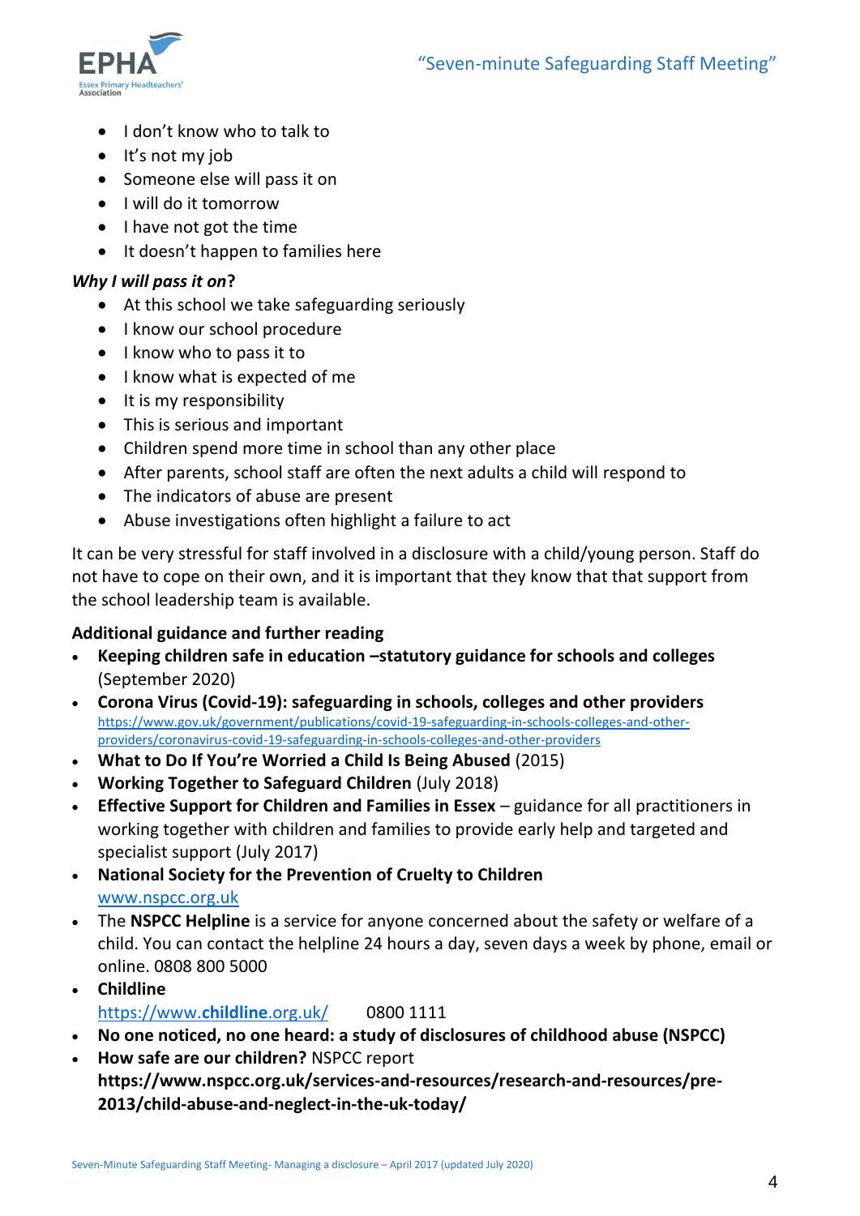- I don't know who to talk to
- It's not my job
- Someone else will pass it on
- I will do it tomorrow
- I have not got the time
- It doesn't happen to families here

***Why I will pass it on*?**

- At this school we take safeguarding seriously
- I know our school procedure
- I know who to pass it to
- I know what is expected of me
- It is my responsibility
- This is serious and important
- Children spend more time in school than any other place
- After parents, school staff are often the next adults a child will respond to
- The indicators of abuse are present
- Abuse investigations often highlight a failure to act

It can be very stressful for staff involved in a disclosure with a child/young person. Staff do not have to cope on their own, and it is important that they know that that support from the school leadership team is available.

**Additional guidance and further reading**

- **Keeping children safe in education –statutory guidance for schools and colleges** (September 2020)
- **Corona Virus (Covid-19): safeguarding in schools, colleges and other providers** https://www.gov.uk/government/publications/covid-19-safeguarding-in-schools-colleges-and-other-providers/coronavirus-covid-19-safeguarding-in-schools-colleges-and-other-providers
- **What to Do If You're Worried a Child Is Being Abused** (2015)
- **Working Together to Safeguard Children** (July 2018)
- **Effective Support for Children and Families in Essex** – guidance for all practitioners in working together with children and families to provide early help and targeted and specialist support (July 2017)
- **National Society for the Prevention of Cruelty to Children** www.nspcc.org.uk
- The **NSPCC Helpline** is a service for anyone concerned about the safety or welfare of a child. You can contact the helpline 24 hours a day, seven days a week by phone, email or online. 0808 800 5000
- **Childline** https://www.**childline**.org.uk/ 0800 1111
- **No one noticed, no one heard: a study of disclosures of childhood abuse (NSPCC)**
- **How safe are our children?** NSPCC report **https://www.nspcc.org.uk/services-and-resources/research-and-resources/pre-2013/child-abuse-and-neglect-in-the-uk-today/**